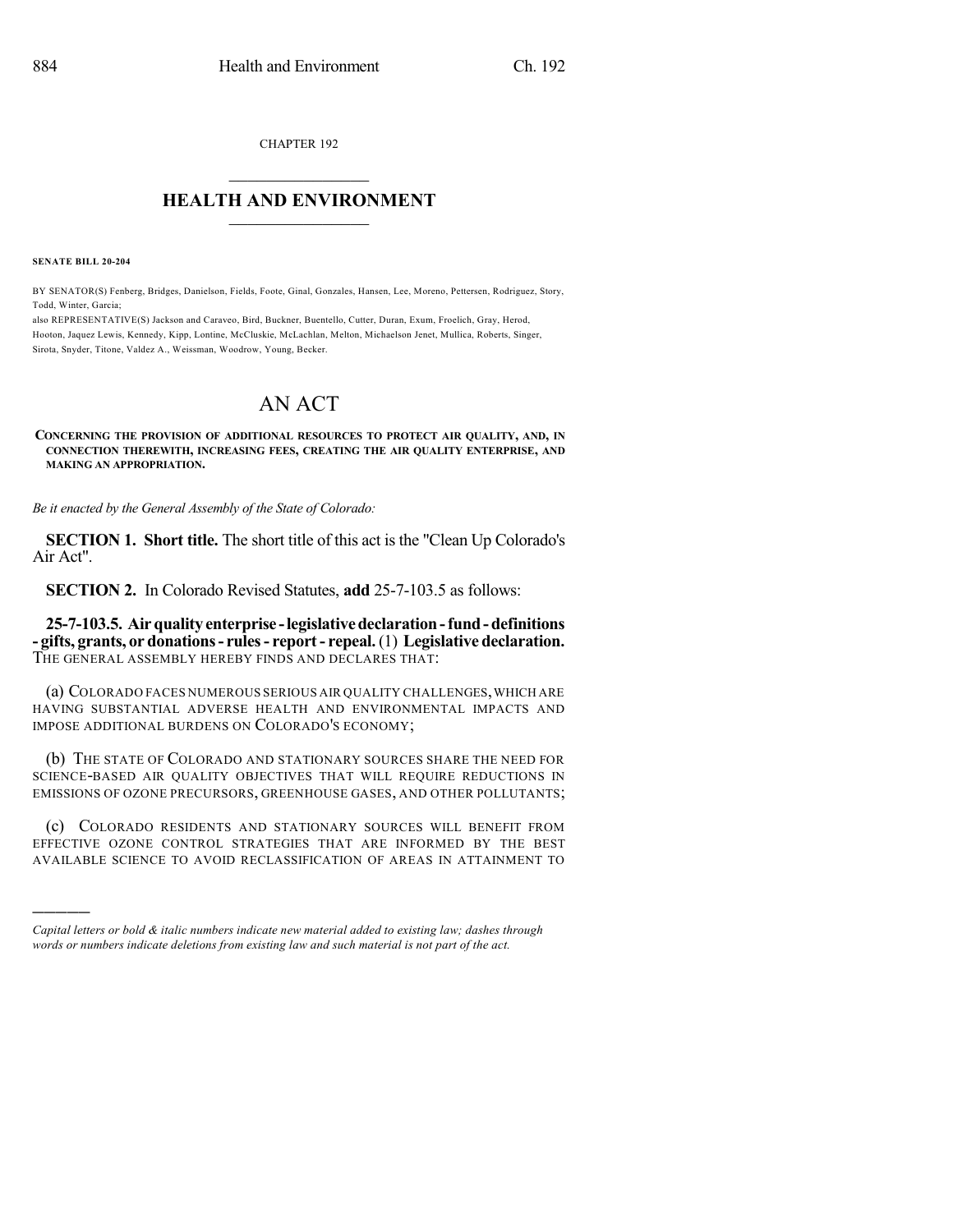CHAPTER 192

# HEALTH AND ENVIRONMENT

**SENATE BILL 20-204**

BY SENATOR(S) Fenberg, Bridges, Danielson, Fields, Foote, Ginal, Gonzales, Hansen, Lee, Moreno, Pettersen, Rodriguez, Story, Todd, Winter, Garcia;
also REPRESENTATIVE(S) Jackson and Caraveo, Bird, Buckner, Buentello, Cutter, Duran, Exum, Froelich, Gray, Herod, Hooton, Jaquez Lewis, Kennedy, Kipp, Lontine, McCluskie, McLachlan, Melton, Michaelson Jenet, Mullica, Roberts, Singer, Sirota, Snyder, Titone, Valdez A., Weissman, Woodrow, Young, Becker.

# AN ACT

**CONCERNING THE PROVISION OF ADDITIONAL RESOURCES TO PROTECT AIR QUALITY, AND, IN CONNECTION THEREWITH, INCREASING FEES, CREATING THE AIR QUALITY ENTERPRISE, AND MAKING AN APPROPRIATION.**

*Be it enacted by the General Assembly of the State of Colorado:*

**SECTION 1. Short title.** The short title of this act is the "Clean Up Colorado's Air Act".

**SECTION 2.** In Colorado Revised Statutes, **add** 25-7-103.5 as follows:

**25-7-103.5. Air quality enterprise - legislative declaration - fund - definitions - gifts, grants, or donations - rules - report - repeal.** (1) **Legislative declaration.** THE GENERAL ASSEMBLY HEREBY FINDS AND DECLARES THAT:

(a) COLORADO FACES NUMEROUS SERIOUS AIR QUALITY CHALLENGES, WHICH ARE HAVING SUBSTANTIAL ADVERSE HEALTH AND ENVIRONMENTAL IMPACTS AND IMPOSE ADDITIONAL BURDENS ON COLORADO'S ECONOMY;

(b) THE STATE OF COLORADO AND STATIONARY SOURCES SHARE THE NEED FOR SCIENCE-BASED AIR QUALITY OBJECTIVES THAT WILL REQUIRE REDUCTIONS IN EMISSIONS OF OZONE PRECURSORS, GREENHOUSE GASES, AND OTHER POLLUTANTS;

(c) COLORADO RESIDENTS AND STATIONARY SOURCES WILL BENEFIT FROM EFFECTIVE OZONE CONTROL STRATEGIES THAT ARE INFORMED BY THE BEST AVAILABLE SCIENCE TO AVOID RECLASSIFICATION OF AREAS IN ATTAINMENT TO

---

*Capital letters or bold & italic numbers indicate new material added to existing law; dashes through words or numbers indicate deletions from existing law and such material is not part of the act.*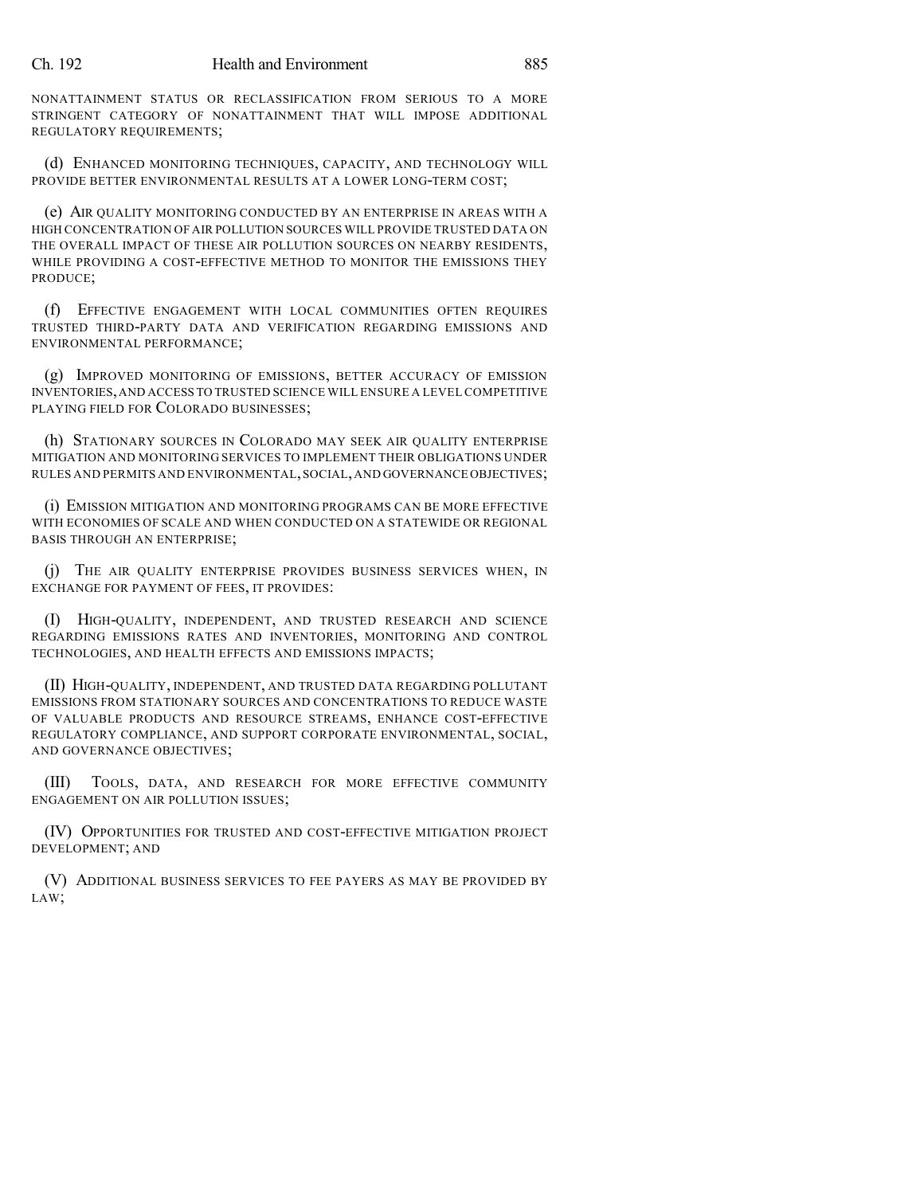NONATTAINMENT STATUS OR RECLASSIFICATION FROM SERIOUS TO A MORE STRINGENT CATEGORY OF NONATTAINMENT THAT WILL IMPOSE ADDITIONAL REGULATORY REQUIREMENTS;

(d) ENHANCED MONITORING TECHNIQUES, CAPACITY, AND TECHNOLOGY WILL PROVIDE BETTER ENVIRONMENTAL RESULTS AT A LOWER LONG-TERM COST;

(e) AIR QUALITY MONITORING CONDUCTED BY AN ENTERPRISE IN AREAS WITH A HIGH CONCENTRATION OF AIR POLLUTION SOURCES WILL PROVIDE TRUSTED DATA ON THE OVERALL IMPACT OF THESE AIR POLLUTION SOURCES ON NEARBY RESIDENTS, WHILE PROVIDING A COST-EFFECTIVE METHOD TO MONITOR THE EMISSIONS THEY PRODUCE;

(f) EFFECTIVE ENGAGEMENT WITH LOCAL COMMUNITIES OFTEN REQUIRES TRUSTED THIRD-PARTY DATA AND VERIFICATION REGARDING EMISSIONS AND ENVIRONMENTAL PERFORMANCE;

(g) IMPROVED MONITORING OF EMISSIONS, BETTER ACCURACY OF EMISSION INVENTORIES, AND ACCESS TO TRUSTED SCIENCE WILL ENSURE A LEVEL COMPETITIVE PLAYING FIELD FOR COLORADO BUSINESSES;

(h) STATIONARY SOURCES IN COLORADO MAY SEEK AIR QUALITY ENTERPRISE MITIGATION AND MONITORING SERVICES TO IMPLEMENT THEIR OBLIGATIONS UNDER RULES AND PERMITS AND ENVIRONMENTAL, SOCIAL, AND GOVERNANCE OBJECTIVES;

(i) EMISSION MITIGATION AND MONITORING PROGRAMS CAN BE MORE EFFECTIVE WITH ECONOMIES OF SCALE AND WHEN CONDUCTED ON A STATEWIDE OR REGIONAL BASIS THROUGH AN ENTERPRISE;

(j) THE AIR QUALITY ENTERPRISE PROVIDES BUSINESS SERVICES WHEN, IN EXCHANGE FOR PAYMENT OF FEES, IT PROVIDES:

(I) HIGH-QUALITY, INDEPENDENT, AND TRUSTED RESEARCH AND SCIENCE REGARDING EMISSIONS RATES AND INVENTORIES, MONITORING AND CONTROL TECHNOLOGIES, AND HEALTH EFFECTS AND EMISSIONS IMPACTS;

(II) HIGH-QUALITY, INDEPENDENT, AND TRUSTED DATA REGARDING POLLUTANT EMISSIONS FROM STATIONARY SOURCES AND CONCENTRATIONS TO REDUCE WASTE OF VALUABLE PRODUCTS AND RESOURCE STREAMS, ENHANCE COST-EFFECTIVE REGULATORY COMPLIANCE, AND SUPPORT CORPORATE ENVIRONMENTAL, SOCIAL, AND GOVERNANCE OBJECTIVES;

(III) TOOLS, DATA, AND RESEARCH FOR MORE EFFECTIVE COMMUNITY ENGAGEMENT ON AIR POLLUTION ISSUES;

(IV) OPPORTUNITIES FOR TRUSTED AND COST-EFFECTIVE MITIGATION PROJECT DEVELOPMENT; AND

(V) ADDITIONAL BUSINESS SERVICES TO FEE PAYERS AS MAY BE PROVIDED BY LAW;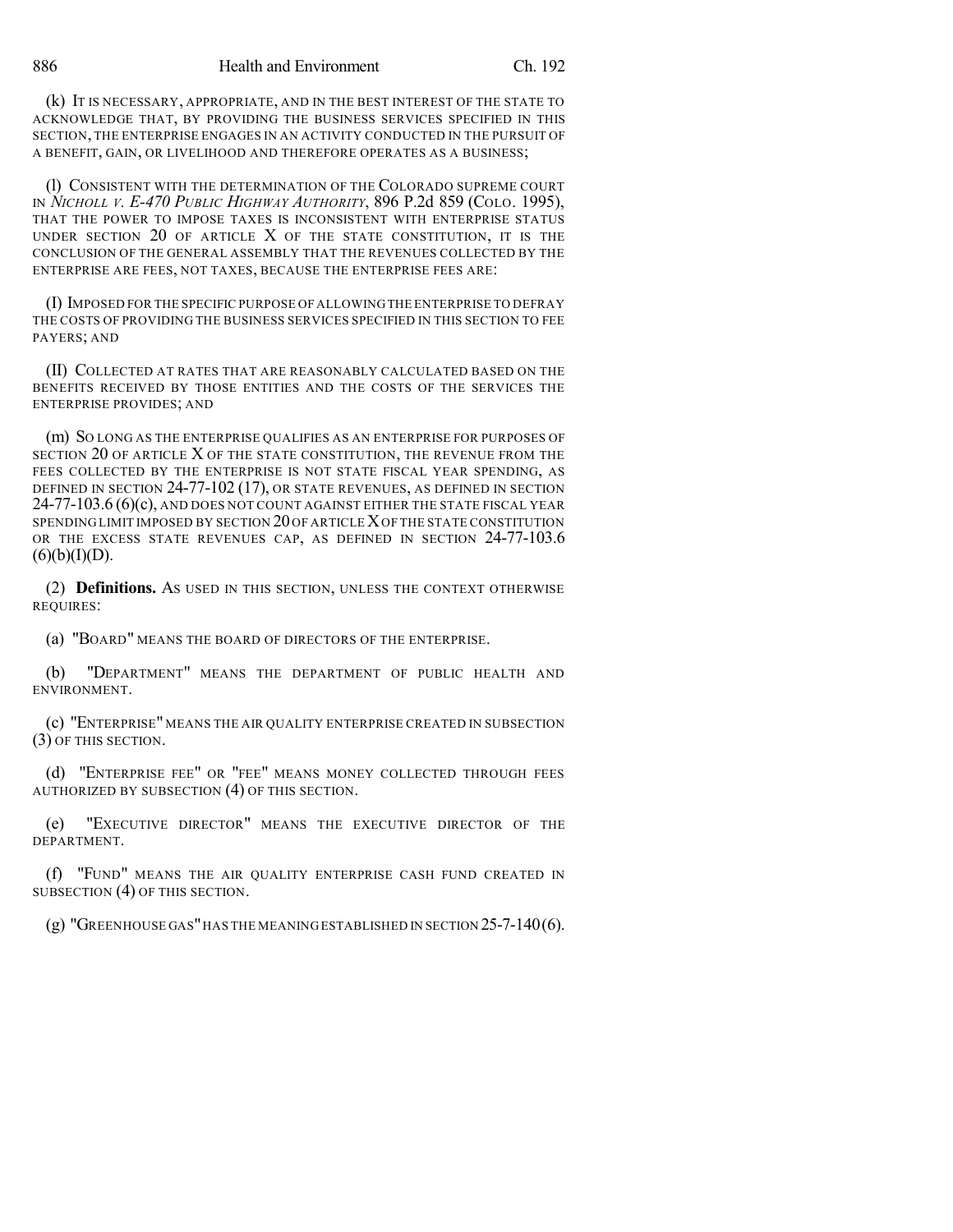(k) IT IS NECESSARY, APPROPRIATE, AND IN THE BEST INTEREST OF THE STATE TO ACKNOWLEDGE THAT, BY PROVIDING THE BUSINESS SERVICES SPECIFIED IN THIS SECTION, THE ENTERPRISE ENGAGES IN AN ACTIVITY CONDUCTED IN THE PURSUIT OF A BENEFIT, GAIN, OR LIVELIHOOD AND THEREFORE OPERATES AS A BUSINESS;

(l) CONSISTENT WITH THE DETERMINATION OF THE COLORADO SUPREME COURT IN *NICHOLL V. E-470 PUBLIC HIGHWAY AUTHORITY*, 896 P.2d 859 (COLO. 1995), THAT THE POWER TO IMPOSE TAXES IS INCONSISTENT WITH ENTERPRISE STATUS UNDER SECTION 20 OF ARTICLE X OF THE STATE CONSTITUTION, IT IS THE CONCLUSION OF THE GENERAL ASSEMBLY THAT THE REVENUES COLLECTED BY THE ENTERPRISE ARE FEES, NOT TAXES, BECAUSE THE ENTERPRISE FEES ARE:

(I) IMPOSED FOR THE SPECIFIC PURPOSE OF ALLOWING THE ENTERPRISE TO DEFRAY THE COSTS OF PROVIDING THE BUSINESS SERVICES SPECIFIED IN THIS SECTION TO FEE PAYERS; AND

(II) COLLECTED AT RATES THAT ARE REASONABLY CALCULATED BASED ON THE BENEFITS RECEIVED BY THOSE ENTITIES AND THE COSTS OF THE SERVICES THE ENTERPRISE PROVIDES; AND

(m) SO LONG AS THE ENTERPRISE QUALIFIES AS AN ENTERPRISE FOR PURPOSES OF SECTION 20 OF ARTICLE X OF THE STATE CONSTITUTION, THE REVENUE FROM THE FEES COLLECTED BY THE ENTERPRISE IS NOT STATE FISCAL YEAR SPENDING, AS DEFINED IN SECTION 24-77-102 (17), OR STATE REVENUES, AS DEFINED IN SECTION 24-77-103.6 (6)(c), AND DOES NOT COUNT AGAINST EITHER THE STATE FISCAL YEAR SPENDING LIMIT IMPOSED BY SECTION 20 OF ARTICLE X OF THE STATE CONSTITUTION OR THE EXCESS STATE REVENUES CAP, AS DEFINED IN SECTION 24-77-103.6 (6)(b)(I)(D).

(2) **Definitions.** AS USED IN THIS SECTION, UNLESS THE CONTEXT OTHERWISE REQUIRES:

(a) "BOARD" MEANS THE BOARD OF DIRECTORS OF THE ENTERPRISE.

(b) "DEPARTMENT" MEANS THE DEPARTMENT OF PUBLIC HEALTH AND ENVIRONMENT.

(c) "ENTERPRISE" MEANS THE AIR QUALITY ENTERPRISE CREATED IN SUBSECTION (3) OF THIS SECTION.

(d) "ENTERPRISE FEE" OR "FEE" MEANS MONEY COLLECTED THROUGH FEES AUTHORIZED BY SUBSECTION (4) OF THIS SECTION.

(e) "EXECUTIVE DIRECTOR" MEANS THE EXECUTIVE DIRECTOR OF THE DEPARTMENT.

(f) "FUND" MEANS THE AIR QUALITY ENTERPRISE CASH FUND CREATED IN SUBSECTION (4) OF THIS SECTION.

(g) "GREENHOUSE GAS" HAS THE MEANING ESTABLISHED IN SECTION 25-7-140 (6).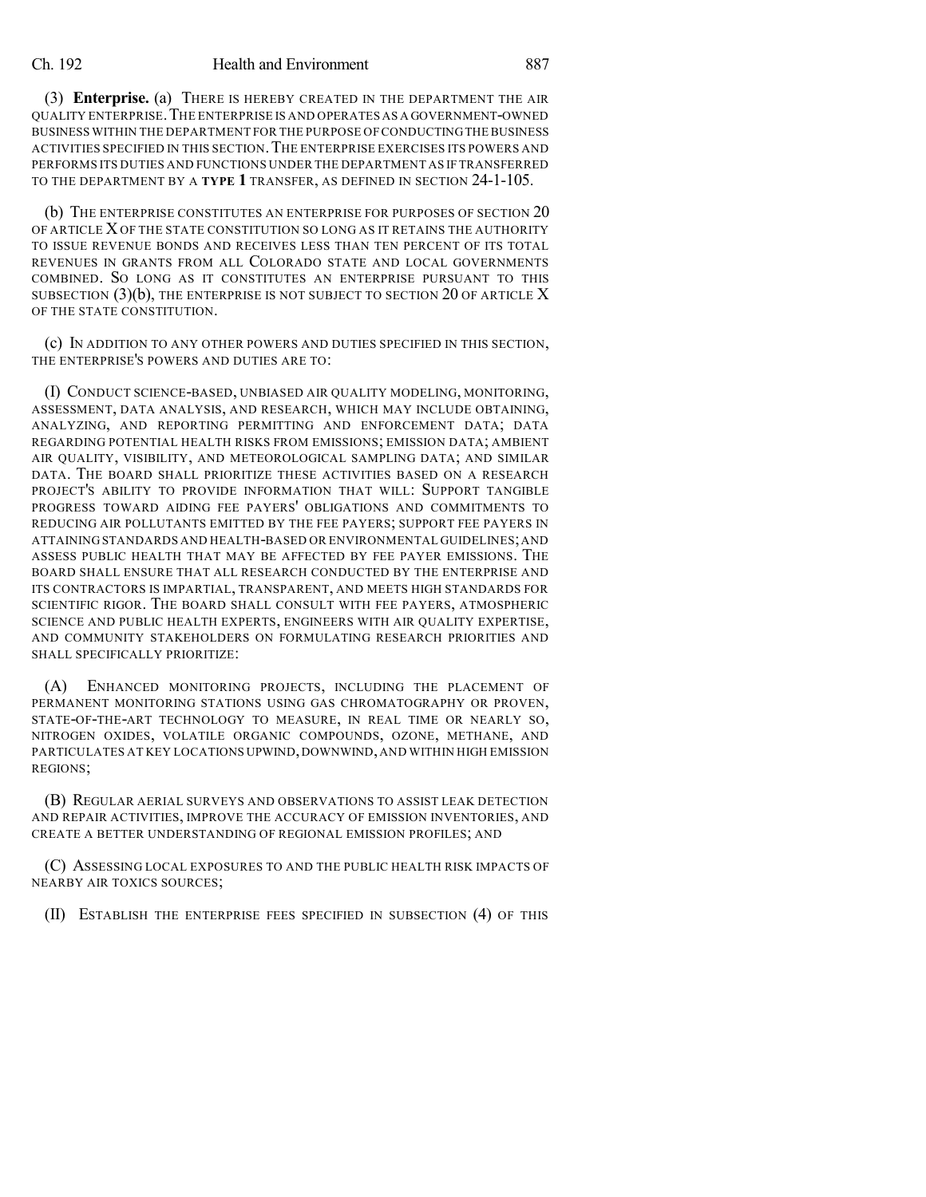(3) **Enterprise.** (a) THERE IS HEREBY CREATED IN THE DEPARTMENT THE AIR QUALITY ENTERPRISE. THE ENTERPRISE IS AND OPERATES AS A GOVERNMENT-OWNED BUSINESS WITHIN THE DEPARTMENT FOR THE PURPOSE OF CONDUCTING THE BUSINESS ACTIVITIES SPECIFIED IN THIS SECTION. THE ENTERPRISE EXERCISES ITS POWERS AND PERFORMS ITS DUTIES AND FUNCTIONS UNDER THE DEPARTMENT AS IF TRANSFERRED TO THE DEPARTMENT BY A **TYPE 1** TRANSFER, AS DEFINED IN SECTION 24-1-105.

(b) THE ENTERPRISE CONSTITUTES AN ENTERPRISE FOR PURPOSES OF SECTION 20 OF ARTICLE X OF THE STATE CONSTITUTION SO LONG AS IT RETAINS THE AUTHORITY TO ISSUE REVENUE BONDS AND RECEIVES LESS THAN TEN PERCENT OF ITS TOTAL REVENUES IN GRANTS FROM ALL COLORADO STATE AND LOCAL GOVERNMENTS COMBINED. SO LONG AS IT CONSTITUTES AN ENTERPRISE PURSUANT TO THIS SUBSECTION (3)(b), THE ENTERPRISE IS NOT SUBJECT TO SECTION 20 OF ARTICLE X OF THE STATE CONSTITUTION.

(c) IN ADDITION TO ANY OTHER POWERS AND DUTIES SPECIFIED IN THIS SECTION, THE ENTERPRISE'S POWERS AND DUTIES ARE TO:

(I) CONDUCT SCIENCE-BASED, UNBIASED AIR QUALITY MODELING, MONITORING, ASSESSMENT, DATA ANALYSIS, AND RESEARCH, WHICH MAY INCLUDE OBTAINING, ANALYZING, AND REPORTING PERMITTING AND ENFORCEMENT DATA; DATA REGARDING POTENTIAL HEALTH RISKS FROM EMISSIONS; EMISSION DATA; AMBIENT AIR QUALITY, VISIBILITY, AND METEOROLOGICAL SAMPLING DATA; AND SIMILAR DATA. THE BOARD SHALL PRIORITIZE THESE ACTIVITIES BASED ON A RESEARCH PROJECT'S ABILITY TO PROVIDE INFORMATION THAT WILL: SUPPORT TANGIBLE PROGRESS TOWARD AIDING FEE PAYERS' OBLIGATIONS AND COMMITMENTS TO REDUCING AIR POLLUTANTS EMITTED BY THE FEE PAYERS; SUPPORT FEE PAYERS IN ATTAINING STANDARDS AND HEALTH-BASED OR ENVIRONMENTAL GUIDELINES; AND ASSESS PUBLIC HEALTH THAT MAY BE AFFECTED BY FEE PAYER EMISSIONS. THE BOARD SHALL ENSURE THAT ALL RESEARCH CONDUCTED BY THE ENTERPRISE AND ITS CONTRACTORS IS IMPARTIAL, TRANSPARENT, AND MEETS HIGH STANDARDS FOR SCIENTIFIC RIGOR. THE BOARD SHALL CONSULT WITH FEE PAYERS, ATMOSPHERIC SCIENCE AND PUBLIC HEALTH EXPERTS, ENGINEERS WITH AIR QUALITY EXPERTISE, AND COMMUNITY STAKEHOLDERS ON FORMULATING RESEARCH PRIORITIES AND SHALL SPECIFICALLY PRIORITIZE:

(A) ENHANCED MONITORING PROJECTS, INCLUDING THE PLACEMENT OF PERMANENT MONITORING STATIONS USING GAS CHROMATOGRAPHY OR PROVEN, STATE-OF-THE-ART TECHNOLOGY TO MEASURE, IN REAL TIME OR NEARLY SO, NITROGEN OXIDES, VOLATILE ORGANIC COMPOUNDS, OZONE, METHANE, AND PARTICULATES AT KEY LOCATIONS UPWIND, DOWNWIND, AND WITHIN HIGH EMISSION REGIONS;

(B) REGULAR AERIAL SURVEYS AND OBSERVATIONS TO ASSIST LEAK DETECTION AND REPAIR ACTIVITIES, IMPROVE THE ACCURACY OF EMISSION INVENTORIES, AND CREATE A BETTER UNDERSTANDING OF REGIONAL EMISSION PROFILES; AND

(C) ASSESSING LOCAL EXPOSURES TO AND THE PUBLIC HEALTH RISK IMPACTS OF NEARBY AIR TOXICS SOURCES;

(II) ESTABLISH THE ENTERPRISE FEES SPECIFIED IN SUBSECTION (4) OF THIS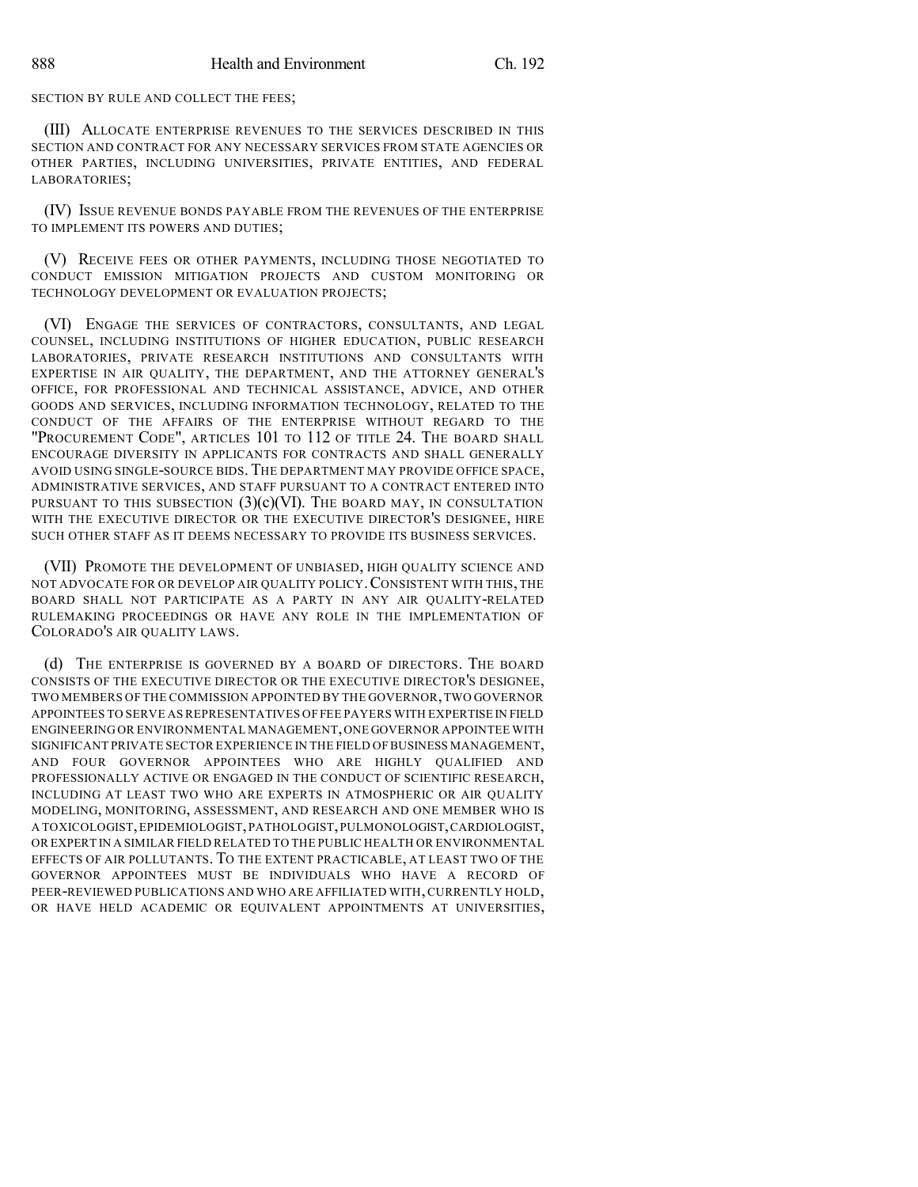SECTION BY RULE AND COLLECT THE FEES;

(III) ALLOCATE ENTERPRISE REVENUES TO THE SERVICES DESCRIBED IN THIS SECTION AND CONTRACT FOR ANY NECESSARY SERVICES FROM STATE AGENCIES OR OTHER PARTIES, INCLUDING UNIVERSITIES, PRIVATE ENTITIES, AND FEDERAL LABORATORIES;

(IV) ISSUE REVENUE BONDS PAYABLE FROM THE REVENUES OF THE ENTERPRISE TO IMPLEMENT ITS POWERS AND DUTIES;

(V) RECEIVE FEES OR OTHER PAYMENTS, INCLUDING THOSE NEGOTIATED TO CONDUCT EMISSION MITIGATION PROJECTS AND CUSTOM MONITORING OR TECHNOLOGY DEVELOPMENT OR EVALUATION PROJECTS;

(VI) ENGAGE THE SERVICES OF CONTRACTORS, CONSULTANTS, AND LEGAL COUNSEL, INCLUDING INSTITUTIONS OF HIGHER EDUCATION, PUBLIC RESEARCH LABORATORIES, PRIVATE RESEARCH INSTITUTIONS AND CONSULTANTS WITH EXPERTISE IN AIR QUALITY, THE DEPARTMENT, AND THE ATTORNEY GENERAL'S OFFICE, FOR PROFESSIONAL AND TECHNICAL ASSISTANCE, ADVICE, AND OTHER GOODS AND SERVICES, INCLUDING INFORMATION TECHNOLOGY, RELATED TO THE CONDUCT OF THE AFFAIRS OF THE ENTERPRISE WITHOUT REGARD TO THE "PROCUREMENT CODE", ARTICLES 101 TO 112 OF TITLE 24. THE BOARD SHALL ENCOURAGE DIVERSITY IN APPLICANTS FOR CONTRACTS AND SHALL GENERALLY AVOID USING SINGLE-SOURCE BIDS. THE DEPARTMENT MAY PROVIDE OFFICE SPACE, ADMINISTRATIVE SERVICES, AND STAFF PURSUANT TO A CONTRACT ENTERED INTO PURSUANT TO THIS SUBSECTION (3)(c)(VI). THE BOARD MAY, IN CONSULTATION WITH THE EXECUTIVE DIRECTOR OR THE EXECUTIVE DIRECTOR'S DESIGNEE, HIRE SUCH OTHER STAFF AS IT DEEMS NECESSARY TO PROVIDE ITS BUSINESS SERVICES.

(VII) PROMOTE THE DEVELOPMENT OF UNBIASED, HIGH QUALITY SCIENCE AND NOT ADVOCATE FOR OR DEVELOP AIR QUALITY POLICY. CONSISTENT WITH THIS, THE BOARD SHALL NOT PARTICIPATE AS A PARTY IN ANY AIR QUALITY-RELATED RULEMAKING PROCEEDINGS OR HAVE ANY ROLE IN THE IMPLEMENTATION OF COLORADO'S AIR QUALITY LAWS.

(d) THE ENTERPRISE IS GOVERNED BY A BOARD OF DIRECTORS. THE BOARD CONSISTS OF THE EXECUTIVE DIRECTOR OR THE EXECUTIVE DIRECTOR'S DESIGNEE, TWO MEMBERS OF THE COMMISSION APPOINTED BY THE GOVERNOR, TWO GOVERNOR APPOINTEES TO SERVE AS REPRESENTATIVES OF FEE PAYERS WITH EXPERTISE IN FIELD ENGINEERING OR ENVIRONMENTAL MANAGEMENT, ONE GOVERNOR APPOINTEE WITH SIGNIFICANT PRIVATE SECTOR EXPERIENCE IN THE FIELD OF BUSINESS MANAGEMENT, AND FOUR GOVERNOR APPOINTEES WHO ARE HIGHLY QUALIFIED AND PROFESSIONALLY ACTIVE OR ENGAGED IN THE CONDUCT OF SCIENTIFIC RESEARCH, INCLUDING AT LEAST TWO WHO ARE EXPERTS IN ATMOSPHERIC OR AIR QUALITY MODELING, MONITORING, ASSESSMENT, AND RESEARCH AND ONE MEMBER WHO IS A TOXICOLOGIST, EPIDEMIOLOGIST, PATHOLOGIST, PULMONOLOGIST, CARDIOLOGIST, OR EXPERT IN A SIMILAR FIELD RELATED TO THE PUBLIC HEALTH OR ENVIRONMENTAL EFFECTS OF AIR POLLUTANTS. TO THE EXTENT PRACTICABLE, AT LEAST TWO OF THE GOVERNOR APPOINTEES MUST BE INDIVIDUALS WHO HAVE A RECORD OF PEER-REVIEWED PUBLICATIONS AND WHO ARE AFFILIATED WITH, CURRENTLY HOLD, OR HAVE HELD ACADEMIC OR EQUIVALENT APPOINTMENTS AT UNIVERSITIES,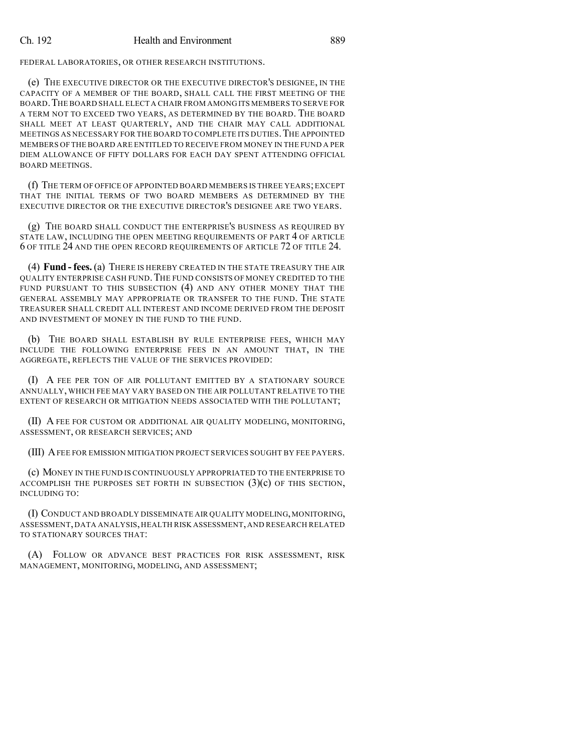FEDERAL LABORATORIES, OR OTHER RESEARCH INSTITUTIONS.

(e) THE EXECUTIVE DIRECTOR OR THE EXECUTIVE DIRECTOR'S DESIGNEE, IN THE CAPACITY OF A MEMBER OF THE BOARD, SHALL CALL THE FIRST MEETING OF THE BOARD. THE BOARD SHALL ELECT A CHAIR FROM AMONG ITS MEMBERS TO SERVE FOR A TERM NOT TO EXCEED TWO YEARS, AS DETERMINED BY THE BOARD. THE BOARD SHALL MEET AT LEAST QUARTERLY, AND THE CHAIR MAY CALL ADDITIONAL MEETINGS AS NECESSARY FOR THE BOARD TO COMPLETE ITS DUTIES. THE APPOINTED MEMBERS OF THE BOARD ARE ENTITLED TO RECEIVE FROM MONEY IN THE FUND A PER DIEM ALLOWANCE OF FIFTY DOLLARS FOR EACH DAY SPENT ATTENDING OFFICIAL BOARD MEETINGS.

(f) THE TERM OF OFFICE OF APPOINTED BOARD MEMBERS IS THREE YEARS; EXCEPT THAT THE INITIAL TERMS OF TWO BOARD MEMBERS AS DETERMINED BY THE EXECUTIVE DIRECTOR OR THE EXECUTIVE DIRECTOR'S DESIGNEE ARE TWO YEARS.

(g) THE BOARD SHALL CONDUCT THE ENTERPRISE'S BUSINESS AS REQUIRED BY STATE LAW, INCLUDING THE OPEN MEETING REQUIREMENTS OF PART 4 OF ARTICLE 6 OF TITLE 24 AND THE OPEN RECORD REQUIREMENTS OF ARTICLE 72 OF TITLE 24.

(4) **Fund - fees.** (a) THERE IS HEREBY CREATED IN THE STATE TREASURY THE AIR QUALITY ENTERPRISE CASH FUND. THE FUND CONSISTS OF MONEY CREDITED TO THE FUND PURSUANT TO THIS SUBSECTION (4) AND ANY OTHER MONEY THAT THE GENERAL ASSEMBLY MAY APPROPRIATE OR TRANSFER TO THE FUND. THE STATE TREASURER SHALL CREDIT ALL INTEREST AND INCOME DERIVED FROM THE DEPOSIT AND INVESTMENT OF MONEY IN THE FUND TO THE FUND.

(b) THE BOARD SHALL ESTABLISH BY RULE ENTERPRISE FEES, WHICH MAY INCLUDE THE FOLLOWING ENTERPRISE FEES IN AN AMOUNT THAT, IN THE AGGREGATE, REFLECTS THE VALUE OF THE SERVICES PROVIDED:

(I) A FEE PER TON OF AIR POLLUTANT EMITTED BY A STATIONARY SOURCE ANNUALLY, WHICH FEE MAY VARY BASED ON THE AIR POLLUTANT RELATIVE TO THE EXTENT OF RESEARCH OR MITIGATION NEEDS ASSOCIATED WITH THE POLLUTANT;

(II) A FEE FOR CUSTOM OR ADDITIONAL AIR QUALITY MODELING, MONITORING, ASSESSMENT, OR RESEARCH SERVICES; AND

(III) A FEE FOR EMISSION MITIGATION PROJECT SERVICES SOUGHT BY FEE PAYERS.

(c) MONEY IN THE FUND IS CONTINUOUSLY APPROPRIATED TO THE ENTERPRISE TO ACCOMPLISH THE PURPOSES SET FORTH IN SUBSECTION (3)(c) OF THIS SECTION, INCLUDING TO:

(I) CONDUCT AND BROADLY DISSEMINATE AIR QUALITY MODELING, MONITORING, ASSESSMENT, DATA ANALYSIS, HEALTH RISK ASSESSMENT, AND RESEARCH RELATED TO STATIONARY SOURCES THAT:

(A) FOLLOW OR ADVANCE BEST PRACTICES FOR RISK ASSESSMENT, RISK MANAGEMENT, MONITORING, MODELING, AND ASSESSMENT;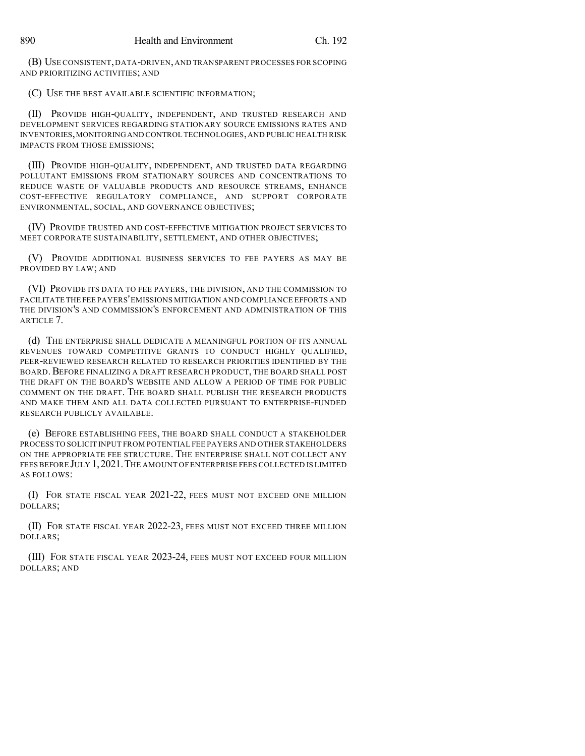(B) USE CONSISTENT, DATA-DRIVEN, AND TRANSPARENT PROCESSES FOR SCOPING AND PRIORITIZING ACTIVITIES; AND

(C) USE THE BEST AVAILABLE SCIENTIFIC INFORMATION;

(II) PROVIDE HIGH-QUALITY, INDEPENDENT, AND TRUSTED RESEARCH AND DEVELOPMENT SERVICES REGARDING STATIONARY SOURCE EMISSIONS RATES AND INVENTORIES, MONITORING AND CONTROL TECHNOLOGIES, AND PUBLIC HEALTH RISK IMPACTS FROM THOSE EMISSIONS;

(III) PROVIDE HIGH-QUALITY, INDEPENDENT, AND TRUSTED DATA REGARDING POLLUTANT EMISSIONS FROM STATIONARY SOURCES AND CONCENTRATIONS TO REDUCE WASTE OF VALUABLE PRODUCTS AND RESOURCE STREAMS, ENHANCE COST-EFFECTIVE REGULATORY COMPLIANCE, AND SUPPORT CORPORATE ENVIRONMENTAL, SOCIAL, AND GOVERNANCE OBJECTIVES;

(IV) PROVIDE TRUSTED AND COST-EFFECTIVE MITIGATION PROJECT SERVICES TO MEET CORPORATE SUSTAINABILITY, SETTLEMENT, AND OTHER OBJECTIVES;

(V) PROVIDE ADDITIONAL BUSINESS SERVICES TO FEE PAYERS AS MAY BE PROVIDED BY LAW; AND

(VI) PROVIDE ITS DATA TO FEE PAYERS, THE DIVISION, AND THE COMMISSION TO FACILITATE THE FEE PAYERS' EMISSIONS MITIGATION AND COMPLIANCE EFFORTS AND THE DIVISION'S AND COMMISSION'S ENFORCEMENT AND ADMINISTRATION OF THIS ARTICLE 7.

(d) THE ENTERPRISE SHALL DEDICATE A MEANINGFUL PORTION OF ITS ANNUAL REVENUES TOWARD COMPETITIVE GRANTS TO CONDUCT HIGHLY QUALIFIED, PEER-REVIEWED RESEARCH RELATED TO RESEARCH PRIORITIES IDENTIFIED BY THE BOARD. BEFORE FINALIZING A DRAFT RESEARCH PRODUCT, THE BOARD SHALL POST THE DRAFT ON THE BOARD'S WEBSITE AND ALLOW A PERIOD OF TIME FOR PUBLIC COMMENT ON THE DRAFT. THE BOARD SHALL PUBLISH THE RESEARCH PRODUCTS AND MAKE THEM AND ALL DATA COLLECTED PURSUANT TO ENTERPRISE-FUNDED RESEARCH PUBLICLY AVAILABLE.

(e) BEFORE ESTABLISHING FEES, THE BOARD SHALL CONDUCT A STAKEHOLDER PROCESS TO SOLICIT INPUT FROM POTENTIAL FEE PAYERS AND OTHER STAKEHOLDERS ON THE APPROPRIATE FEE STRUCTURE. THE ENTERPRISE SHALL NOT COLLECT ANY FEES BEFORE JULY 1, 2021. THE AMOUNT OF ENTERPRISE FEES COLLECTED IS LIMITED AS FOLLOWS:

(I) FOR STATE FISCAL YEAR 2021-22, FEES MUST NOT EXCEED ONE MILLION DOLLARS;

(II) FOR STATE FISCAL YEAR 2022-23, FEES MUST NOT EXCEED THREE MILLION DOLLARS;

(III) FOR STATE FISCAL YEAR 2023-24, FEES MUST NOT EXCEED FOUR MILLION DOLLARS; AND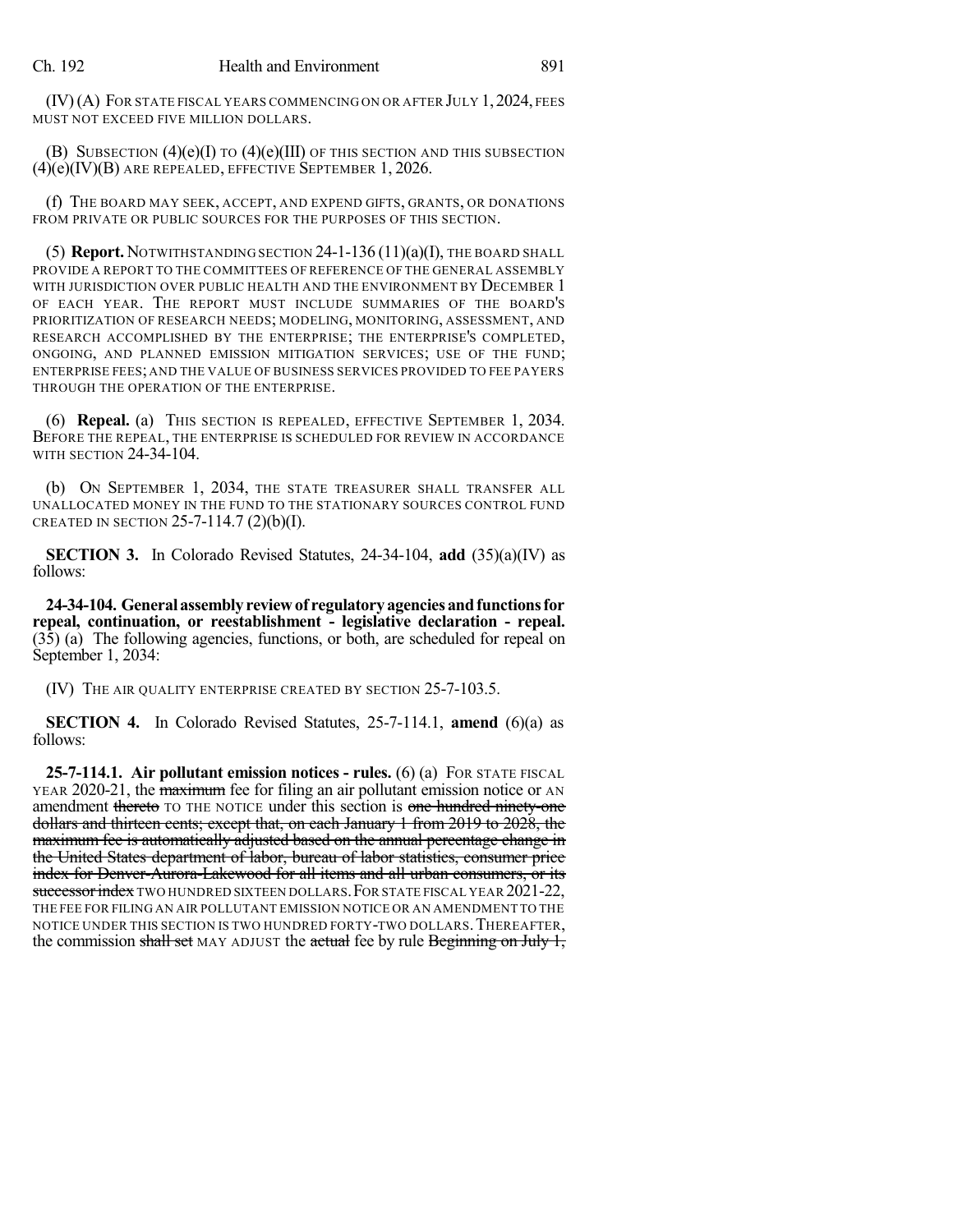(IV) (A) FOR STATE FISCAL YEARS COMMENCING ON OR AFTER JULY 1, 2024, FEES MUST NOT EXCEED FIVE MILLION DOLLARS.

(B) SUBSECTION (4)(e)(I) TO (4)(e)(III) OF THIS SECTION AND THIS SUBSECTION (4)(e)(IV)(B) ARE REPEALED, EFFECTIVE SEPTEMBER 1, 2026.

(f) THE BOARD MAY SEEK, ACCEPT, AND EXPEND GIFTS, GRANTS, OR DONATIONS FROM PRIVATE OR PUBLIC SOURCES FOR THE PURPOSES OF THIS SECTION.

(5) **Report.** NOTWITHSTANDING SECTION 24-1-136 (11)(a)(I), THE BOARD SHALL PROVIDE A REPORT TO THE COMMITTEES OF REFERENCE OF THE GENERAL ASSEMBLY WITH JURISDICTION OVER PUBLIC HEALTH AND THE ENVIRONMENT BY DECEMBER 1 OF EACH YEAR. THE REPORT MUST INCLUDE SUMMARIES OF THE BOARD'S PRIORITIZATION OF RESEARCH NEEDS; MODELING, MONITORING, ASSESSMENT, AND RESEARCH ACCOMPLISHED BY THE ENTERPRISE; THE ENTERPRISE'S COMPLETED, ONGOING, AND PLANNED EMISSION MITIGATION SERVICES; USE OF THE FUND; ENTERPRISE FEES; AND THE VALUE OF BUSINESS SERVICES PROVIDED TO FEE PAYERS THROUGH THE OPERATION OF THE ENTERPRISE.

(6) **Repeal.** (a) THIS SECTION IS REPEALED, EFFECTIVE SEPTEMBER 1, 2034. BEFORE THE REPEAL, THE ENTERPRISE IS SCHEDULED FOR REVIEW IN ACCORDANCE WITH SECTION 24-34-104.

(b) ON SEPTEMBER 1, 2034, THE STATE TREASURER SHALL TRANSFER ALL UNALLOCATED MONEY IN THE FUND TO THE STATIONARY SOURCES CONTROL FUND CREATED IN SECTION 25-7-114.7 (2)(b)(I).

**SECTION 3.** In Colorado Revised Statutes, 24-34-104, **add** (35)(a)(IV) as follows:

**24-34-104. General assembly review of regulatory agencies and functions for repeal, continuation, or reestablishment - legislative declaration - repeal.** (35) (a) The following agencies, functions, or both, are scheduled for repeal on September 1, 2034:

(IV) THE AIR QUALITY ENTERPRISE CREATED BY SECTION 25-7-103.5.

**SECTION 4.** In Colorado Revised Statutes, 25-7-114.1, **amend** (6)(a) as follows:

**25-7-114.1. Air pollutant emission notices - rules.** (6) (a) FOR STATE FISCAL YEAR 2020-21, the ~~maximum~~ fee for filing an air pollutant emission notice or AN amendment ~~thereto~~ TO THE NOTICE under this section is ~~one hundred ninety-one dollars and thirteen cents; except that, on each January 1 from 2019 to 2028, the maximum fee is automatically adjusted based on the annual percentage change in the United States department of labor, bureau of labor statistics, consumer price index for Denver-Aurora-Lakewood for all items and all urban consumers, or its successor index~~ TWO HUNDRED SIXTEEN DOLLARS. FOR STATE FISCAL YEAR 2021-22, THE FEE FOR FILING AN AIR POLLUTANT EMISSION NOTICE OR AN AMENDMENT TO THE NOTICE UNDER THIS SECTION IS TWO HUNDRED FORTY-TWO DOLLARS. THEREAFTER, the commission ~~shall set~~ MAY ADJUST the ~~actual~~ fee by rule ~~Beginning on July 1,~~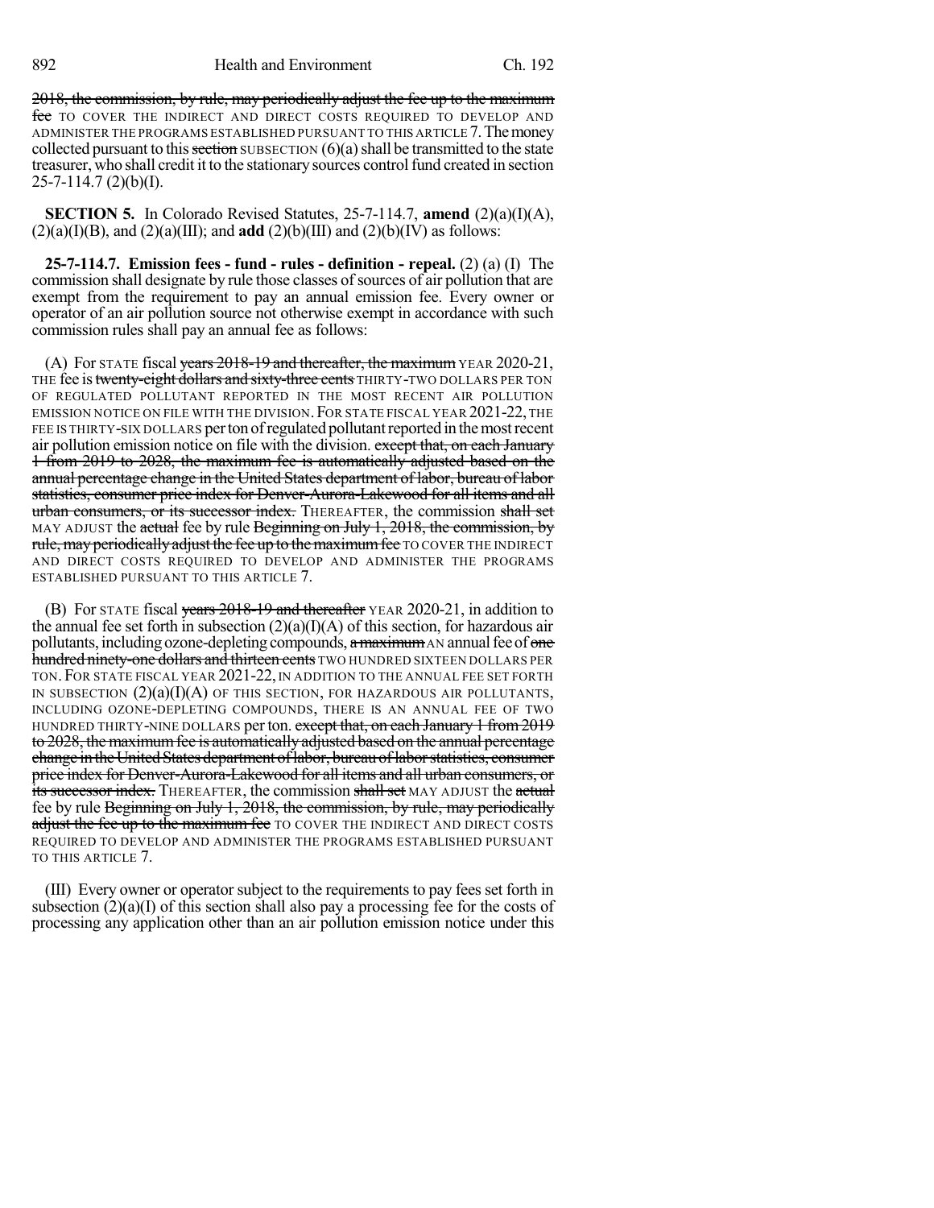~~2018, the commission, by rule, may periodically adjust the fee up to the maximum fee~~ TO COVER THE INDIRECT AND DIRECT COSTS REQUIRED TO DEVELOP AND ADMINISTER THE PROGRAMS ESTABLISHED PURSUANT TO THIS ARTICLE 7. The money collected pursuant to this ~~section~~ SUBSECTION (6)(a) shall be transmitted to the state treasurer, who shall credit it to the stationary sources control fund created in section 25-7-114.7 (2)(b)(I).

**SECTION 5.** In Colorado Revised Statutes, 25-7-114.7, **amend** (2)(a)(I)(A), (2)(a)(I)(B), and (2)(a)(III); and **add** (2)(b)(III) and (2)(b)(IV) as follows:

**25-7-114.7. Emission fees - fund - rules - definition - repeal.** (2) (a) (I) The commission shall designate by rule those classes of sources of air pollution that are exempt from the requirement to pay an annual emission fee. Every owner or operator of an air pollution source not otherwise exempt in accordance with such commission rules shall pay an annual fee as follows:

(A) For STATE fiscal ~~years 2018-19 and thereafter, the maximum~~ YEAR 2020-21, THE fee is ~~twenty-eight dollars and sixty-three cents~~ THIRTY-TWO DOLLARS PER TON OF REGULATED POLLUTANT REPORTED IN THE MOST RECENT AIR POLLUTION EMISSION NOTICE ON FILE WITH THE DIVISION. FOR STATE FISCAL YEAR 2021-22, THE FEE IS THIRTY-SIX DOLLARS per ton of regulated pollutant reported in the most recent air pollution emission notice on file with the division. ~~except that, on each January 1 from 2019 to 2028, the maximum fee is automatically adjusted based on the annual percentage change in the United States department of labor, bureau of labor statistics, consumer price index for Denver-Aurora-Lakewood for all items and all urban consumers, or its successor index.~~ THEREAFTER, the commission ~~shall set~~ MAY ADJUST the ~~actual~~ fee by rule ~~Beginning on July 1, 2018, the commission, by rule, may periodically adjust the fee up to the maximum fee~~ TO COVER THE INDIRECT AND DIRECT COSTS REQUIRED TO DEVELOP AND ADMINISTER THE PROGRAMS ESTABLISHED PURSUANT TO THIS ARTICLE 7.

(B) For STATE fiscal ~~years 2018-19 and thereafter~~ YEAR 2020-21, in addition to the annual fee set forth in subsection (2)(a)(I)(A) of this section, for hazardous air pollutants, including ozone-depleting compounds, ~~a maximum~~ AN annual fee of ~~one hundred ninety-one dollars and thirteen cents~~ TWO HUNDRED SIXTEEN DOLLARS PER TON. FOR STATE FISCAL YEAR 2021-22, IN ADDITION TO THE ANNUAL FEE SET FORTH IN SUBSECTION (2)(a)(I)(A) OF THIS SECTION, FOR HAZARDOUS AIR POLLUTANTS, INCLUDING OZONE-DEPLETING COMPOUNDS, THERE IS AN ANNUAL FEE OF TWO HUNDRED THIRTY-NINE DOLLARS per ton. ~~except that, on each January 1 from 2019 to 2028, the maximum fee is automatically adjusted based on the annual percentage change in the United States department of labor, bureau of labor statistics, consumer price index for Denver-Aurora-Lakewood for all items and all urban consumers, or its successor index.~~ THEREAFTER, the commission ~~shall set~~ MAY ADJUST the ~~actual~~ fee by rule ~~Beginning on July 1, 2018, the commission, by rule, may periodically adjust the fee up to the maximum fee~~ TO COVER THE INDIRECT AND DIRECT COSTS REQUIRED TO DEVELOP AND ADMINISTER THE PROGRAMS ESTABLISHED PURSUANT TO THIS ARTICLE 7.

(III) Every owner or operator subject to the requirements to pay fees set forth in subsection (2)(a)(I) of this section shall also pay a processing fee for the costs of processing any application other than an air pollution emission notice under this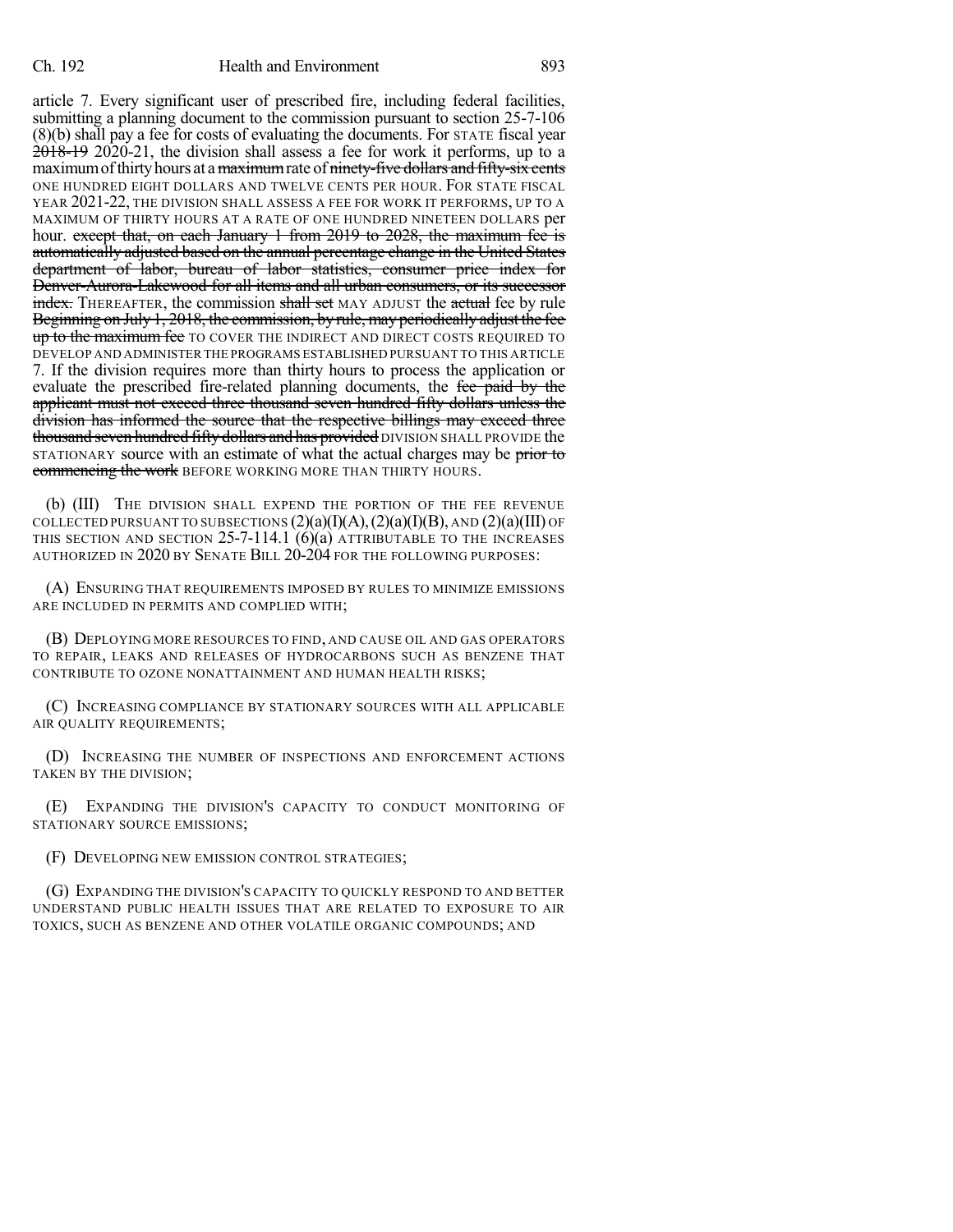article 7. Every significant user of prescribed fire, including federal facilities, submitting a planning document to the commission pursuant to section 25-7-106 (8)(b) shall pay a fee for costs of evaluating the documents. For STATE fiscal year ~~2018-19~~ 2020-21, the division shall assess a fee for work it performs, up to a maximum of thirty hours at a ~~maximum~~ rate of ~~ninety-five dollars and fifty-six cents~~ ONE HUNDRED EIGHT DOLLARS AND TWELVE CENTS PER HOUR. FOR STATE FISCAL YEAR 2021-22, THE DIVISION SHALL ASSESS A FEE FOR WORK IT PERFORMS, UP TO A MAXIMUM OF THIRTY HOURS AT A RATE OF ONE HUNDRED NINETEEN DOLLARS per hour. ~~except that, on each January 1 from 2019 to 2028, the maximum fee is automatically adjusted based on the annual percentage change in the United States department of labor, bureau of labor statistics, consumer price index for Denver-Aurora-Lakewood for all items and all urban consumers, or its successor index.~~ THEREAFTER, the commission ~~shall set~~ MAY ADJUST the ~~actual~~ fee by rule ~~Beginning on July 1, 2018, the commission, by rule, may periodically adjust the fee up to the maximum fee~~ TO COVER THE INDIRECT AND DIRECT COSTS REQUIRED TO DEVELOP AND ADMINISTER THE PROGRAMS ESTABLISHED PURSUANT TO THIS ARTICLE 7. If the division requires more than thirty hours to process the application or evaluate the prescribed fire-related planning documents, the ~~fee paid by the applicant must not exceed three thousand seven hundred fifty dollars unless the division has informed the source that the respective billings may exceed three thousand seven hundred fifty dollars and has provided~~ DIVISION SHALL PROVIDE the STATIONARY source with an estimate of what the actual charges may be ~~prior to commencing the work~~ BEFORE WORKING MORE THAN THIRTY HOURS.

(b) (III) THE DIVISION SHALL EXPEND THE PORTION OF THE FEE REVENUE COLLECTED PURSUANT TO SUBSECTIONS (2)(a)(I)(A), (2)(a)(I)(B), AND (2)(a)(III) OF THIS SECTION AND SECTION 25-7-114.1 (6)(a) ATTRIBUTABLE TO THE INCREASES AUTHORIZED IN 2020 BY SENATE BILL 20-204 FOR THE FOLLOWING PURPOSES:

(A) ENSURING THAT REQUIREMENTS IMPOSED BY RULES TO MINIMIZE EMISSIONS ARE INCLUDED IN PERMITS AND COMPLIED WITH;

(B) DEPLOYING MORE RESOURCES TO FIND, AND CAUSE OIL AND GAS OPERATORS TO REPAIR, LEAKS AND RELEASES OF HYDROCARBONS SUCH AS BENZENE THAT CONTRIBUTE TO OZONE NONATTAINMENT AND HUMAN HEALTH RISKS;

(C) INCREASING COMPLIANCE BY STATIONARY SOURCES WITH ALL APPLICABLE AIR QUALITY REQUIREMENTS;

(D) INCREASING THE NUMBER OF INSPECTIONS AND ENFORCEMENT ACTIONS TAKEN BY THE DIVISION;

(E) EXPANDING THE DIVISION'S CAPACITY TO CONDUCT MONITORING OF STATIONARY SOURCE EMISSIONS;

(F) DEVELOPING NEW EMISSION CONTROL STRATEGIES;

(G) EXPANDING THE DIVISION'S CAPACITY TO QUICKLY RESPOND TO AND BETTER UNDERSTAND PUBLIC HEALTH ISSUES THAT ARE RELATED TO EXPOSURE TO AIR TOXICS, SUCH AS BENZENE AND OTHER VOLATILE ORGANIC COMPOUNDS; AND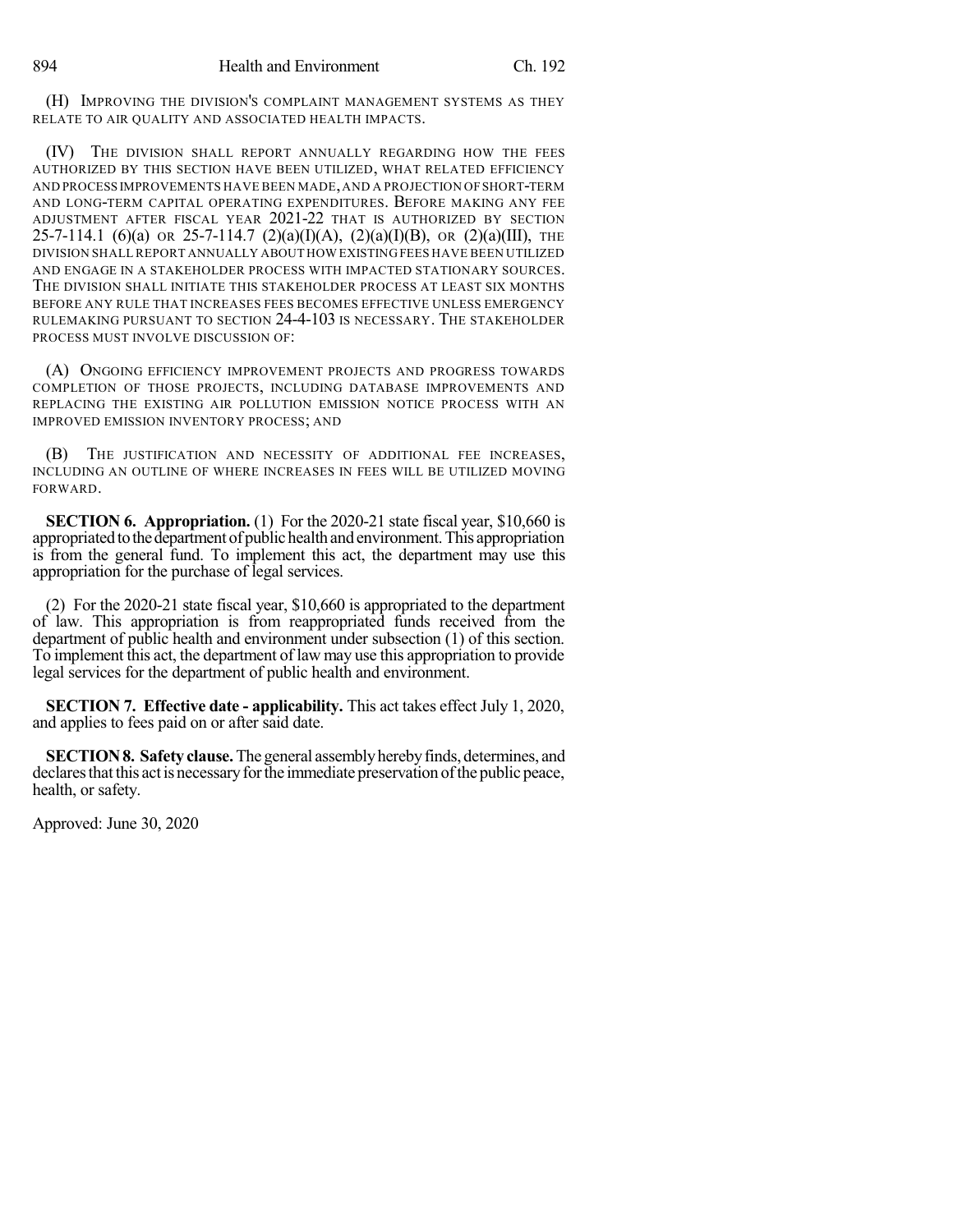(H) IMPROVING THE DIVISION'S COMPLAINT MANAGEMENT SYSTEMS AS THEY RELATE TO AIR QUALITY AND ASSOCIATED HEALTH IMPACTS.

(IV) THE DIVISION SHALL REPORT ANNUALLY REGARDING HOW THE FEES AUTHORIZED BY THIS SECTION HAVE BEEN UTILIZED, WHAT RELATED EFFICIENCY AND PROCESS IMPROVEMENTS HAVE BEEN MADE, AND A PROJECTION OF SHORT-TERM AND LONG-TERM CAPITAL OPERATING EXPENDITURES. BEFORE MAKING ANY FEE ADJUSTMENT AFTER FISCAL YEAR 2021-22 THAT IS AUTHORIZED BY SECTION 25-7-114.1 (6)(a) OR 25-7-114.7 (2)(a)(I)(A), (2)(a)(I)(B), OR (2)(a)(III), THE DIVISION SHALL REPORT ANNUALLY ABOUT HOW EXISTING FEES HAVE BEEN UTILIZED AND ENGAGE IN A STAKEHOLDER PROCESS WITH IMPACTED STATIONARY SOURCES. THE DIVISION SHALL INITIATE THIS STAKEHOLDER PROCESS AT LEAST SIX MONTHS BEFORE ANY RULE THAT INCREASES FEES BECOMES EFFECTIVE UNLESS EMERGENCY RULEMAKING PURSUANT TO SECTION 24-4-103 IS NECESSARY. THE STAKEHOLDER PROCESS MUST INVOLVE DISCUSSION OF:

(A) ONGOING EFFICIENCY IMPROVEMENT PROJECTS AND PROGRESS TOWARDS COMPLETION OF THOSE PROJECTS, INCLUDING DATABASE IMPROVEMENTS AND REPLACING THE EXISTING AIR POLLUTION EMISSION NOTICE PROCESS WITH AN IMPROVED EMISSION INVENTORY PROCESS; AND

(B) THE JUSTIFICATION AND NECESSITY OF ADDITIONAL FEE INCREASES, INCLUDING AN OUTLINE OF WHERE INCREASES IN FEES WILL BE UTILIZED MOVING FORWARD.

**SECTION 6. Appropriation.** (1) For the 2020-21 state fiscal year, $10,660 is appropriated to the department of public health and environment. This appropriation is from the general fund. To implement this act, the department may use this appropriation for the purchase of legal services.

(2) For the 2020-21 state fiscal year, $10,660 is appropriated to the department of law. This appropriation is from reappropriated funds received from the department of public health and environment under subsection (1) of this section. To implement this act, the department of law may use this appropriation to provide legal services for the department of public health and environment.

**SECTION 7. Effective date - applicability.** This act takes effect July 1, 2020, and applies to fees paid on or after said date.

**SECTION 8. Safety clause.** The general assembly hereby finds, determines, and declares that this act is necessary for the immediate preservation of the public peace, health, or safety.

Approved: June 30, 2020